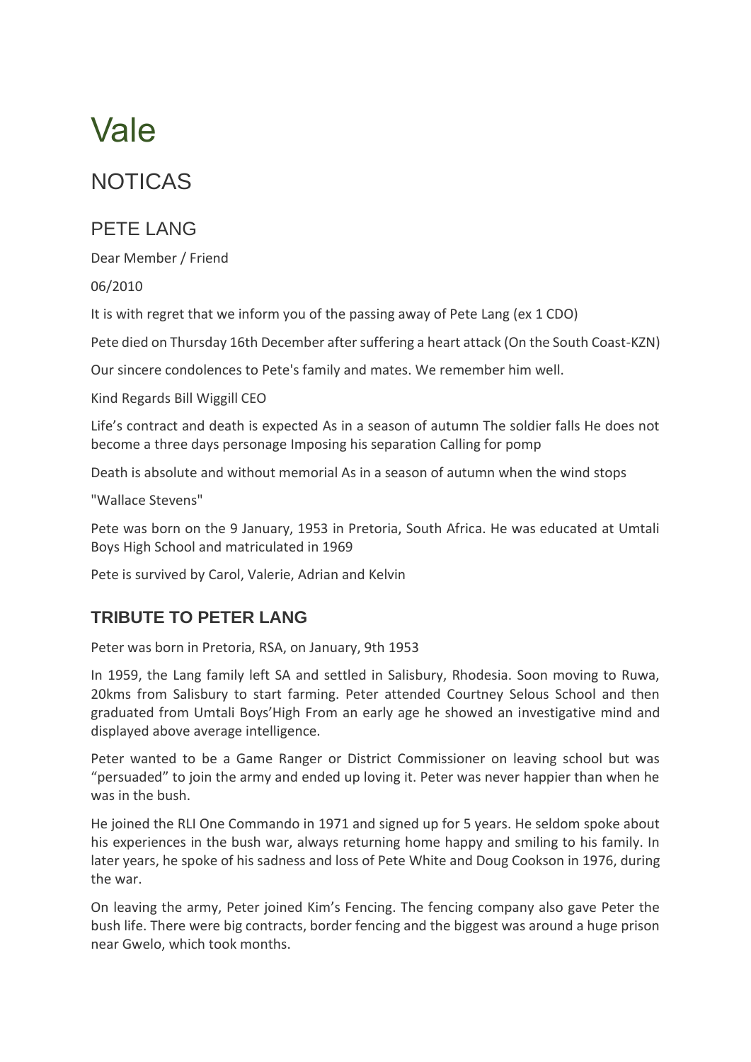# Vale

## NOTICAS

### PETE LANG

Dear Member / Friend

06/2010

It is with regret that we inform you of the passing away of Pete Lang (ex 1 CDO)

Pete died on Thursday 16th December after suffering a heart attack (On the South Coast-KZN)

Our sincere condolences to Pete's family and mates. We remember him well.

Kind Regards Bill Wiggill CEO

Life's contract and death is expected As in a season of autumn The soldier falls He does not become a three days personage Imposing his separation Calling for pomp

Death is absolute and without memorial As in a season of autumn when the wind stops

"Wallace Stevens"

Pete was born on the 9 January, 1953 in Pretoria, South Africa. He was educated at Umtali Boys High School and matriculated in 1969

Pete is survived by Carol, Valerie, Adrian and Kelvin

### TRIBUTE TO PETER LANG

Peter was born in Pretoria, RSA, on January, 9th 1953

In 1959, the Lang family left SA and settled in Salisbury, Rhodesia. Soon moving to Ruwa, 20kms from Salisbury to start farming. Peter attended Courtney Selous School and then graduated from Umtali Boys'High From an early age he showed an investigative mind and displayed above average intelligence.

Peter wanted to be a Game Ranger or District Commissioner on leaving school but was "persuaded" to join the army and ended up loving it. Peter was never happier than when he was in the bush.

He joined the RLI One Commando in 1971 and signed up for 5 years. He seldom spoke about his experiences in the bush war, always returning home happy and smiling to his family. In later years, he spoke of his sadness and loss of Pete White and Doug Cookson in 1976, during the war.

On leaving the army, Peter joined Kim's Fencing. The fencing company also gave Peter the bush life. There were big contracts, border fencing and the biggest was around a huge prison near Gwelo, which took months.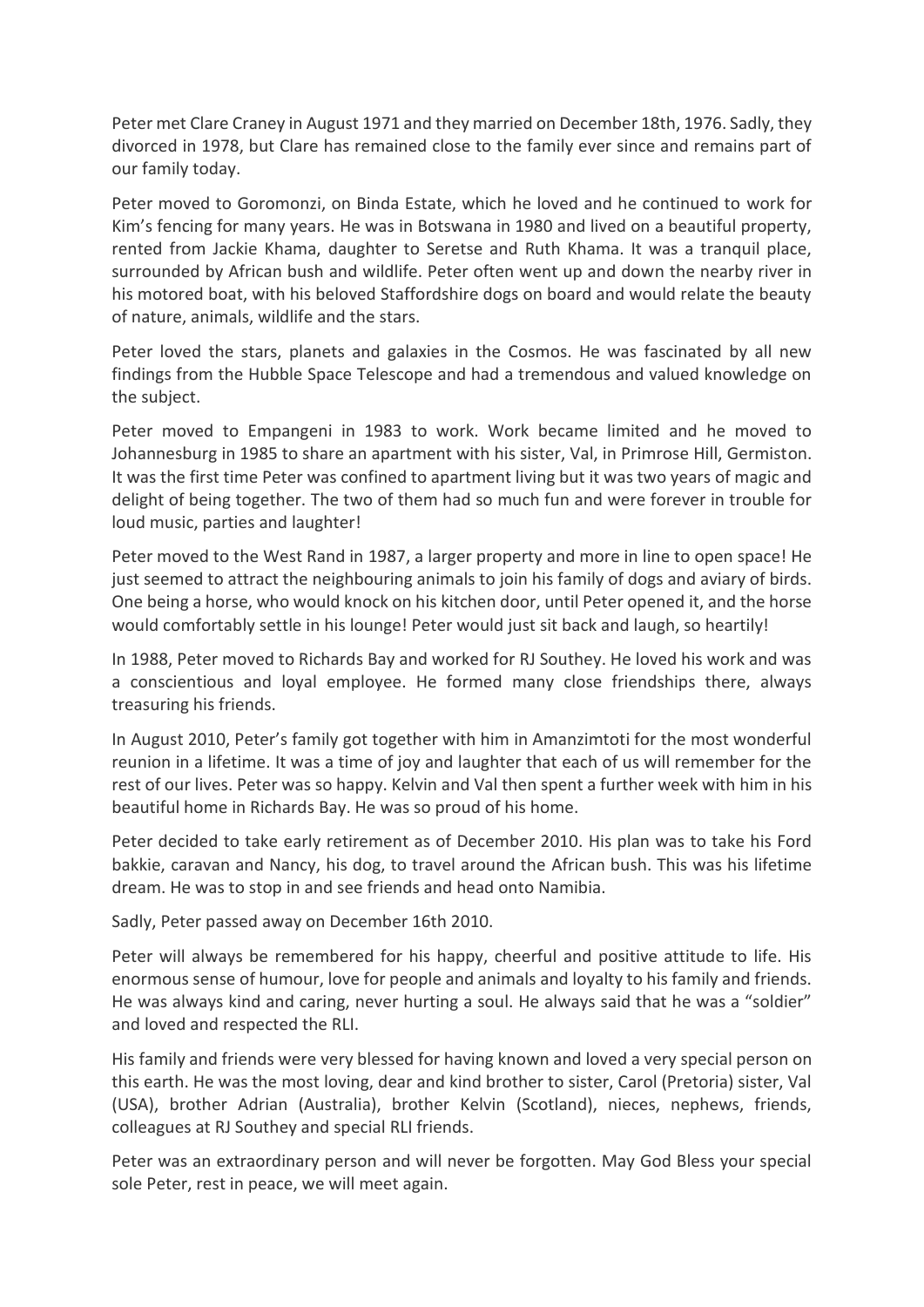Peter met Clare Craney in August 1971 and they married on December 18th, 1976. Sadly, they divorced in 1978, but Clare has remained close to the family ever since and remains part of our family today.

Peter moved to Goromonzi, on Binda Estate, which he loved and he continued to work for Kim's fencing for many years. He was in Botswana in 1980 and lived on a beautiful property, rented from Jackie Khama, daughter to Seretse and Ruth Khama. It was a tranquil place, surrounded by African bush and wildlife. Peter often went up and down the nearby river in his motored boat, with his beloved Staffordshire dogs on board and would relate the beauty of nature, animals, wildlife and the stars.

Peter loved the stars, planets and galaxies in the Cosmos. He was fascinated by all new findings from the Hubble Space Telescope and had a tremendous and valued knowledge on the subject.

Peter moved to Empangeni in 1983 to work. Work became limited and he moved to Johannesburg in 1985 to share an apartment with his sister, Val, in Primrose Hill, Germiston. It was the first time Peter was confined to apartment living but it was two years of magic and delight of being together. The two of them had so much fun and were forever in trouble for loud music, parties and laughter!

Peter moved to the West Rand in 1987, a larger property and more in line to open space! He just seemed to attract the neighbouring animals to join his family of dogs and aviary of birds. One being a horse, who would knock on his kitchen door, until Peter opened it, and the horse would comfortably settle in his lounge! Peter would just sit back and laugh, so heartily!

In 1988, Peter moved to Richards Bay and worked for RJ Southey. He loved his work and was a conscientious and loyal employee. He formed many close friendships there, always treasuring his friends.

In August 2010, Peter's family got together with him in Amanzimtoti for the most wonderful reunion in a lifetime. It was a time of joy and laughter that each of us will remember for the rest of our lives. Peter was so happy. Kelvin and Val then spent a further week with him in his beautiful home in Richards Bay. He was so proud of his home.

Peter decided to take early retirement as of December 2010. His plan was to take his Ford bakkie, caravan and Nancy, his dog, to travel around the African bush. This was his lifetime dream. He was to stop in and see friends and head onto Namibia.

Sadly, Peter passed away on December 16th 2010.

Peter will always be remembered for his happy, cheerful and positive attitude to life. His enormous sense of humour, love for people and animals and loyalty to his family and friends. He was always kind and caring, never hurting a soul. He always said that he was a "soldier" and loved and respected the RLI.

His family and friends were very blessed for having known and loved a very special person on this earth. He was the most loving, dear and kind brother to sister, Carol (Pretoria) sister, Val (USA), brother Adrian (Australia), brother Kelvin (Scotland), nieces, nephews, friends, colleagues at RJ Southey and special RLI friends.

Peter was an extraordinary person and will never be forgotten. May God Bless your special sole Peter, rest in peace, we will meet again.